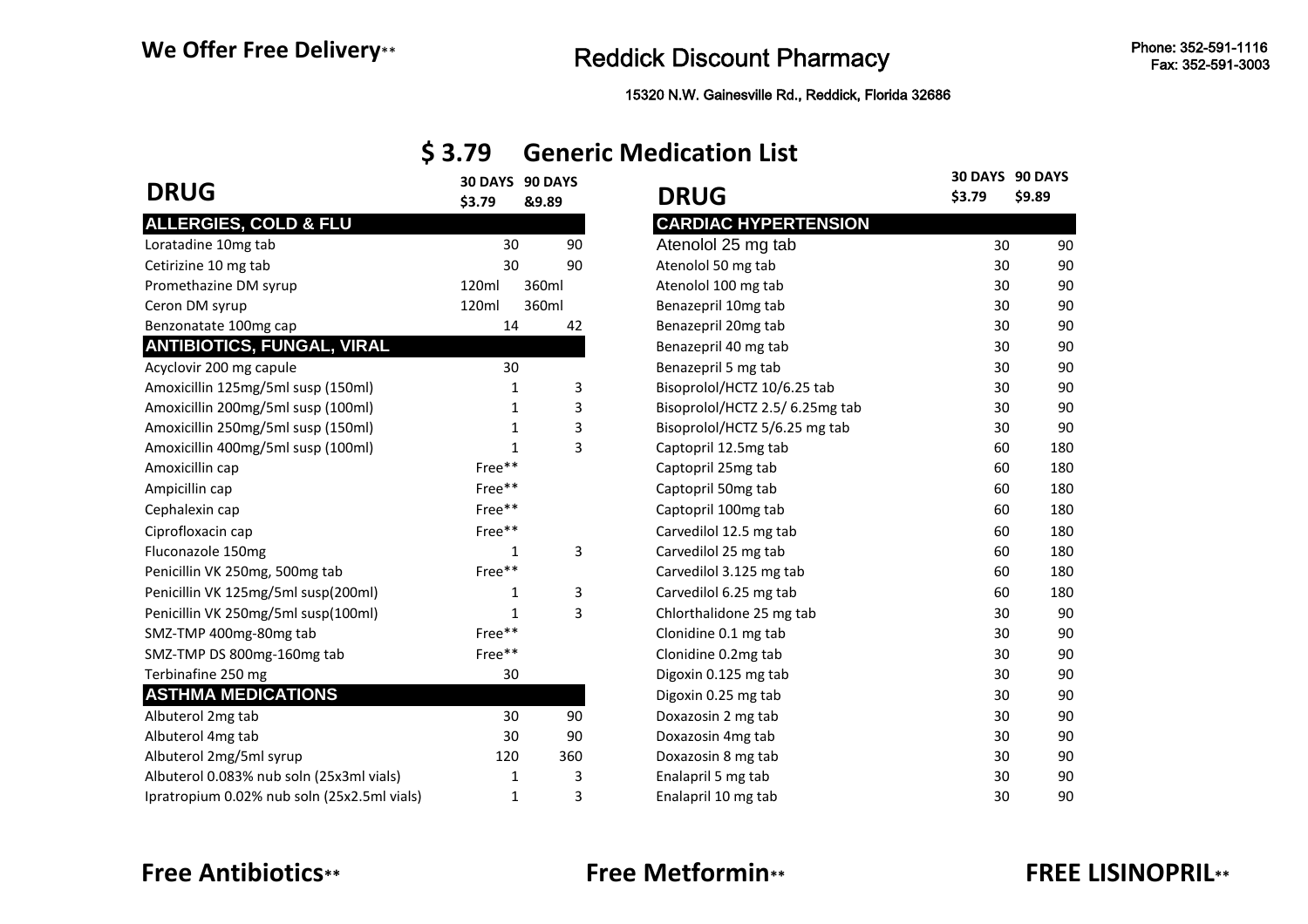**We Offer Free Delivery****

# Reddick Discount Pharmacy

15320 N.W. Gainesville Rd., Reddick, Florida 32686

Phone: 352-591-1116
Fax: 352-591-3003

## $ 3.79 Generic Medication List

| DRUG | 30 DAYS $3.79 | 90 DAYS &9.89 |
|---|---|---|
| **ALLERGIES, COLD & FLU** | | |
| Loratadine 10mg tab | 30 | 90 |
| Cetirizine 10 mg tab | 30 | 90 |
| Promethazine DM syrup | 120ml | 360ml |
| Ceron DM syrup | 120ml | 360ml |
| Benzonatate 100mg cap | 14 | 42 |
| **ANTIBIOTICS, FUNGAL, VIRAL** | | |
| Acyclovir 200 mg capule | 30 | |
| Amoxicillin 125mg/5ml susp (150ml) | 1 | 3 |
| Amoxicillin 200mg/5ml susp (100ml) | 1 | 3 |
| Amoxicillin 250mg/5ml susp (150ml) | 1 | 3 |
| Amoxicillin 400mg/5ml susp (100ml) | 1 | 3 |
| Amoxicillin cap | Free** | |
| Ampicillin cap | Free** | |
| Cephalexin cap | Free** | |
| Ciprofloxacin cap | Free** | |
| Fluconazole 150mg | 1 | 3 |
| Penicillin VK 250mg, 500mg tab | Free** | |
| Penicillin VK 125mg/5ml susp(200ml) | 1 | 3 |
| Penicillin VK 250mg/5ml susp(100ml) | 1 | 3 |
| SMZ-TMP 400mg-80mg tab | Free** | |
| SMZ-TMP DS 800mg-160mg tab | Free** | |
| Terbinafine 250 mg | 30 | |
| **ASTHMA MEDICATIONS** | | |
| Albuterol 2mg tab | 30 | 90 |
| Albuterol 4mg tab | 30 | 90 |
| Albuterol 2mg/5ml syrup | 120 | 360 |
| Albuterol 0.083% nub soln (25x3ml vials) | 1 | 3 |
| Ipratropium 0.02% nub soln (25x2.5ml vials) | 1 | 3 |

| DRUG | 30 DAYS $3.79 | 90 DAYS $9.89 |
|---|---|---|
| **CARDIAC HYPERTENSION** | | |
| Atenolol 25 mg tab | 30 | 90 |
| Atenolol 50 mg tab | 30 | 90 |
| Atenolol 100 mg tab | 30 | 90 |
| Benazepril 10mg tab | 30 | 90 |
| Benazepril 20mg tab | 30 | 90 |
| Benazepril 40 mg tab | 30 | 90 |
| Benazepril 5 mg tab | 30 | 90 |
| Bisoprolol/HCTZ 10/6.25 tab | 30 | 90 |
| Bisoprolol/HCTZ 2.5/ 6.25mg tab | 30 | 90 |
| Bisoprolol/HCTZ 5/6.25 mg tab | 30 | 90 |
| Captopril 12.5mg tab | 60 | 180 |
| Captopril 25mg tab | 60 | 180 |
| Captopril 50mg tab | 60 | 180 |
| Captopril 100mg tab | 60 | 180 |
| Carvedilol 12.5 mg tab | 60 | 180 |
| Carvedilol 25 mg tab | 60 | 180 |
| Carvedilol 3.125 mg tab | 60 | 180 |
| Carvedilol 6.25 mg tab | 60 | 180 |
| Chlorthalidone 25 mg tab | 30 | 90 |
| Clonidine 0.1 mg tab | 30 | 90 |
| Clonidine 0.2mg tab | 30 | 90 |
| Digoxin 0.125 mg tab | 30 | 90 |
| Digoxin 0.25 mg tab | 30 | 90 |
| Doxazosin 2 mg tab | 30 | 90 |
| Doxazosin 4mg tab | 30 | 90 |
| Doxazosin 8 mg tab | 30 | 90 |
| Enalapril 5 mg tab | 30 | 90 |
| Enalapril 10 mg tab | 30 | 90 |

**Free Antibiotics**** **Free Metformin**** **FREE LISINOPRIL****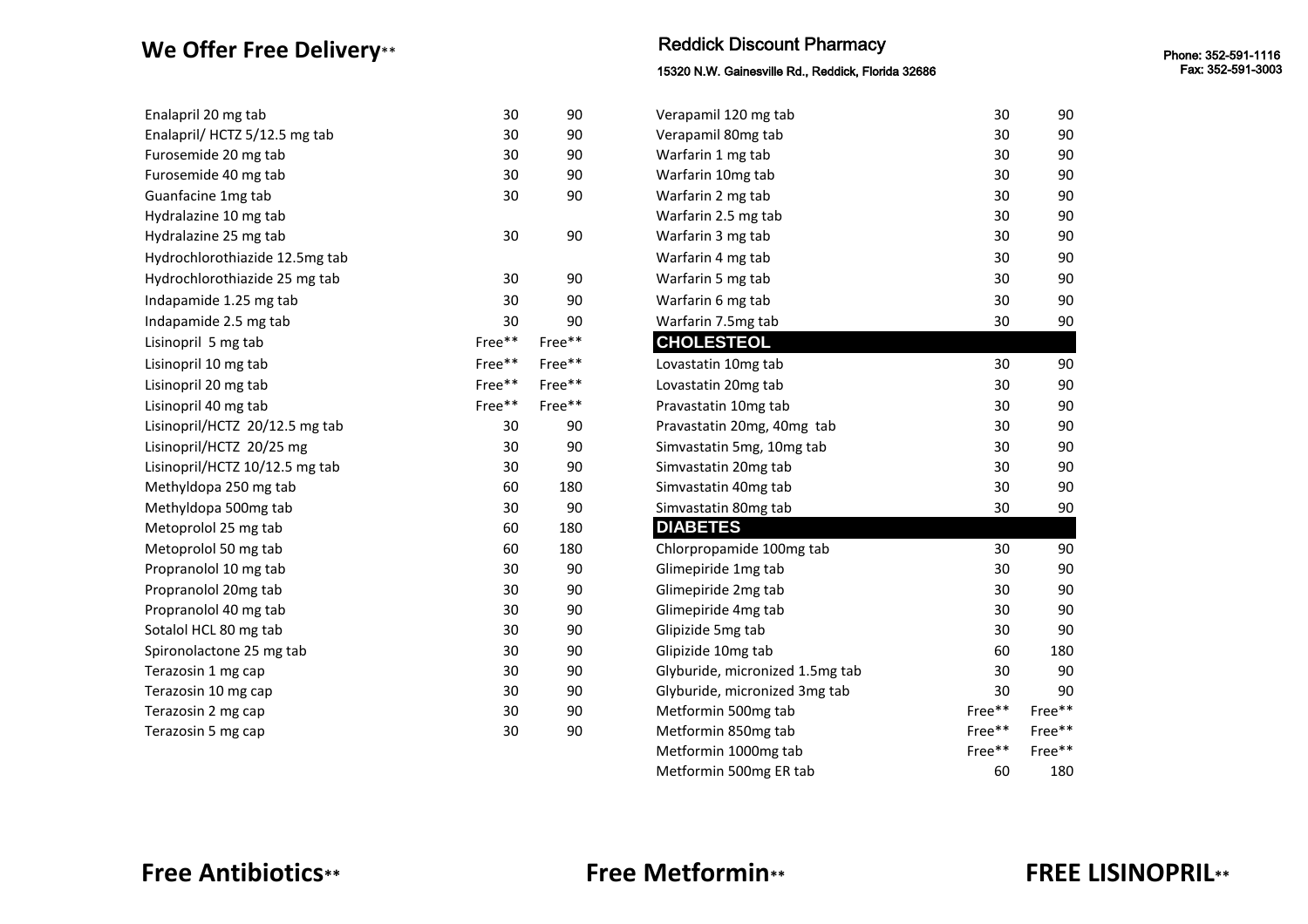**We Offer Free Delivery****

Reddick Discount Pharmacy

15320 N.W. Gainesville Rd., Reddick, Florida 32686

Phone: 352-591-1116
Fax: 352-591-3003

| | | |
|---|---|---|
| Enalapril 20 mg tab | 30 | 90 |
| Enalapril/ HCTZ 5/12.5 mg tab | 30 | 90 |
| Furosemide 20 mg tab | 30 | 90 |
| Furosemide 40 mg tab | 30 | 90 |
| Guanfacine 1mg tab | 30 | 90 |
| Hydralazine 10 mg tab | | |
| Hydralazine 25 mg tab | 30 | 90 |
| Hydrochlorothiazide 12.5mg tab | | |
| Hydrochlorothiazide 25 mg tab | 30 | 90 |
| Indapamide 1.25 mg tab | 30 | 90 |
| Indapamide 2.5 mg tab | 30 | 90 |
| Lisinopril 5 mg tab | Free** | Free** |
| Lisinopril 10 mg tab | Free** | Free** |
| Lisinopril 20 mg tab | Free** | Free** |
| Lisinopril 40 mg tab | Free** | Free** |
| Lisinopril/HCTZ 20/12.5 mg tab | 30 | 90 |
| Lisinopril/HCTZ 20/25 mg | 30 | 90 |
| Lisinopril/HCTZ 10/12.5 mg tab | 30 | 90 |
| Methyldopa 250 mg tab | 60 | 180 |
| Methyldopa 500mg tab | 30 | 90 |
| Metoprolol 25 mg tab | 60 | 180 |
| Metoprolol 50 mg tab | 60 | 180 |
| Propranolol 10 mg tab | 30 | 90 |
| Propranolol 20mg tab | 30 | 90 |
| Propranolol 40 mg tab | 30 | 90 |
| Sotalol HCL 80 mg tab | 30 | 90 |
| Spironolactone 25 mg tab | 30 | 90 |
| Terazosin 1 mg cap | 30 | 90 |
| Terazosin 10 mg cap | 30 | 90 |
| Terazosin 2 mg cap | 30 | 90 |
| Terazosin 5 mg cap | 30 | 90 |

| | | |
|---|---|---|
| Verapamil 120 mg tab | 30 | 90 |
| Verapamil 80mg tab | 30 | 90 |
| Warfarin 1 mg tab | 30 | 90 |
| Warfarin 10mg tab | 30 | 90 |
| Warfarin 2 mg tab | 30 | 90 |
| Warfarin 2.5 mg tab | 30 | 90 |
| Warfarin 3 mg tab | 30 | 90 |
| Warfarin 4 mg tab | 30 | 90 |
| Warfarin 5 mg tab | 30 | 90 |
| Warfarin 6 mg tab | 30 | 90 |
| Warfarin 7.5mg tab | 30 | 90 |
| **CHOLESTEOL** | | |
| Lovastatin 10mg tab | 30 | 90 |
| Lovastatin 20mg tab | 30 | 90 |
| Pravastatin 10mg tab | 30 | 90 |
| Pravastatin 20mg, 40mg tab | 30 | 90 |
| Simvastatin 5mg, 10mg tab | 30 | 90 |
| Simvastatin 20mg tab | 30 | 90 |
| Simvastatin 40mg tab | 30 | 90 |
| Simvastatin 80mg tab | 30 | 90 |
| **DIABETES** | | |
| Chlorpropamide 100mg tab | 30 | 90 |
| Glimepiride 1mg tab | 30 | 90 |
| Glimepiride 2mg tab | 30 | 90 |
| Glimepiride 4mg tab | 30 | 90 |
| Glipizide 5mg tab | 30 | 90 |
| Glipizide 10mg tab | 60 | 180 |
| Glyburide, micronized 1.5mg tab | 30 | 90 |
| Glyburide, micronized 3mg tab | 30 | 90 |
| Metformin 500mg tab | Free** | Free** |
| Metformin 850mg tab | Free** | Free** |
| Metformin 1000mg tab | Free** | Free** |
| Metformin 500mg ER tab | 60 | 180 |

**Free Antibiotics**** **Free Metformin**** **FREE LISINOPRIL****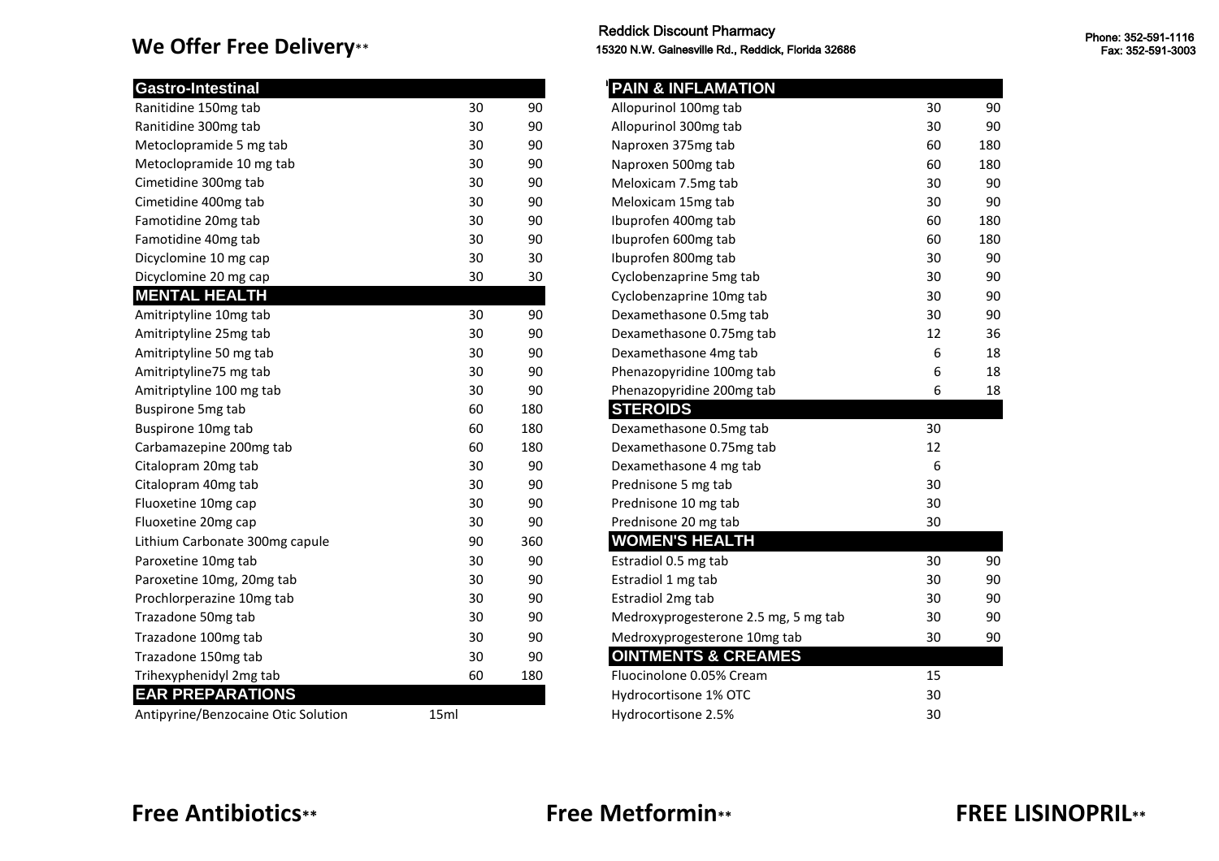# We Offer Free Delivery**

**Reddick Discount Pharmacy**
15320 N.W. Gainesville Rd., Reddick, Florida 32686

Phone: 352-591-1116
Fax: 352-591-3003

| Gastro-Intestinal | | |
|---|---|---|
| Ranitidine 150mg tab | 30 | 90 |
| Ranitidine 300mg tab | 30 | 90 |
| Metoclopramide 5 mg tab | 30 | 90 |
| Metoclopramide 10 mg tab | 30 | 90 |
| Cimetidine 300mg tab | 30 | 90 |
| Cimetidine 400mg tab | 30 | 90 |
| Famotidine 20mg tab | 30 | 90 |
| Famotidine 40mg tab | 30 | 90 |
| Dicyclomine 10 mg cap | 30 | 30 |
| Dicyclomine 20 mg cap | 30 | 30 |
| **MENTAL HEALTH** | | |
| Amitriptyline 10mg tab | 30 | 90 |
| Amitriptyline 25mg tab | 30 | 90 |
| Amitriptyline 50 mg tab | 30 | 90 |
| Amitriptyline75 mg tab | 30 | 90 |
| Amitriptyline 100 mg tab | 30 | 90 |
| Buspirone 5mg tab | 60 | 180 |
| Buspirone 10mg tab | 60 | 180 |
| Carbamazepine 200mg tab | 60 | 180 |
| Citalopram 20mg tab | 30 | 90 |
| Citalopram 40mg tab | 30 | 90 |
| Fluoxetine 10mg cap | 30 | 90 |
| Fluoxetine 20mg cap | 30 | 90 |
| Lithium Carbonate 300mg capule | 90 | 360 |
| Paroxetine 10mg tab | 30 | 90 |
| Paroxetine 10mg, 20mg tab | 30 | 90 |
| Prochlorperazine 10mg tab | 30 | 90 |
| Trazadone 50mg tab | 30 | 90 |
| Trazadone 100mg tab | 30 | 90 |
| Trazadone 150mg tab | 30 | 90 |
| Trihexyphenidyl 2mg tab | 60 | 180 |
| **EAR PREPARATIONS** | | |
| Antipyrine/Benzocaine Otic Solution | 15ml | |

| PAIN & INFLAMATION | | |
|---|---|---|
| Allopurinol 100mg tab | 30 | 90 |
| Allopurinol 300mg tab | 30 | 90 |
| Naproxen 375mg tab | 60 | 180 |
| Naproxen 500mg tab | 60 | 180 |
| Meloxicam 7.5mg tab | 30 | 90 |
| Meloxicam 15mg tab | 30 | 90 |
| Ibuprofen 400mg tab | 60 | 180 |
| Ibuprofen 600mg tab | 60 | 180 |
| Ibuprofen 800mg tab | 30 | 90 |
| Cyclobenzaprine 5mg tab | 30 | 90 |
| Cyclobenzaprine 10mg tab | 30 | 90 |
| Dexamethasone 0.5mg tab | 30 | 90 |
| Dexamethasone 0.75mg tab | 12 | 36 |
| Dexamethasone 4mg tab | 6 | 18 |
| Phenazopyridine 100mg tab | 6 | 18 |
| Phenazopyridine 200mg tab | 6 | 18 |
| **STEROIDS** | | |
| Dexamethasone 0.5mg tab | 30 | |
| Dexamethasone 0.75mg tab | 12 | |
| Dexamethasone 4 mg tab | 6 | |
| Prednisone 5 mg tab | 30 | |
| Prednisone 10 mg tab | 30 | |
| Prednisone 20 mg tab | 30 | |
| **WOMEN'S HEALTH** | | |
| Estradiol 0.5 mg tab | 30 | 90 |
| Estradiol 1 mg tab | 30 | 90 |
| Estradiol 2mg tab | 30 | 90 |
| Medroxyprogesterone 2.5 mg, 5 mg tab | 30 | 90 |
| Medroxyprogesterone 10mg tab | 30 | 90 |
| **OINTMENTS & CREAMES** | | |
| Fluocinolone 0.05% Cream | 15 | |
| Hydrocortisone 1% OTC | 30 | |
| Hydrocortisone 2.5% | 30 | |

**Free Antibiotics****　　**Free Metformin****　　**FREE LISINOPRIL****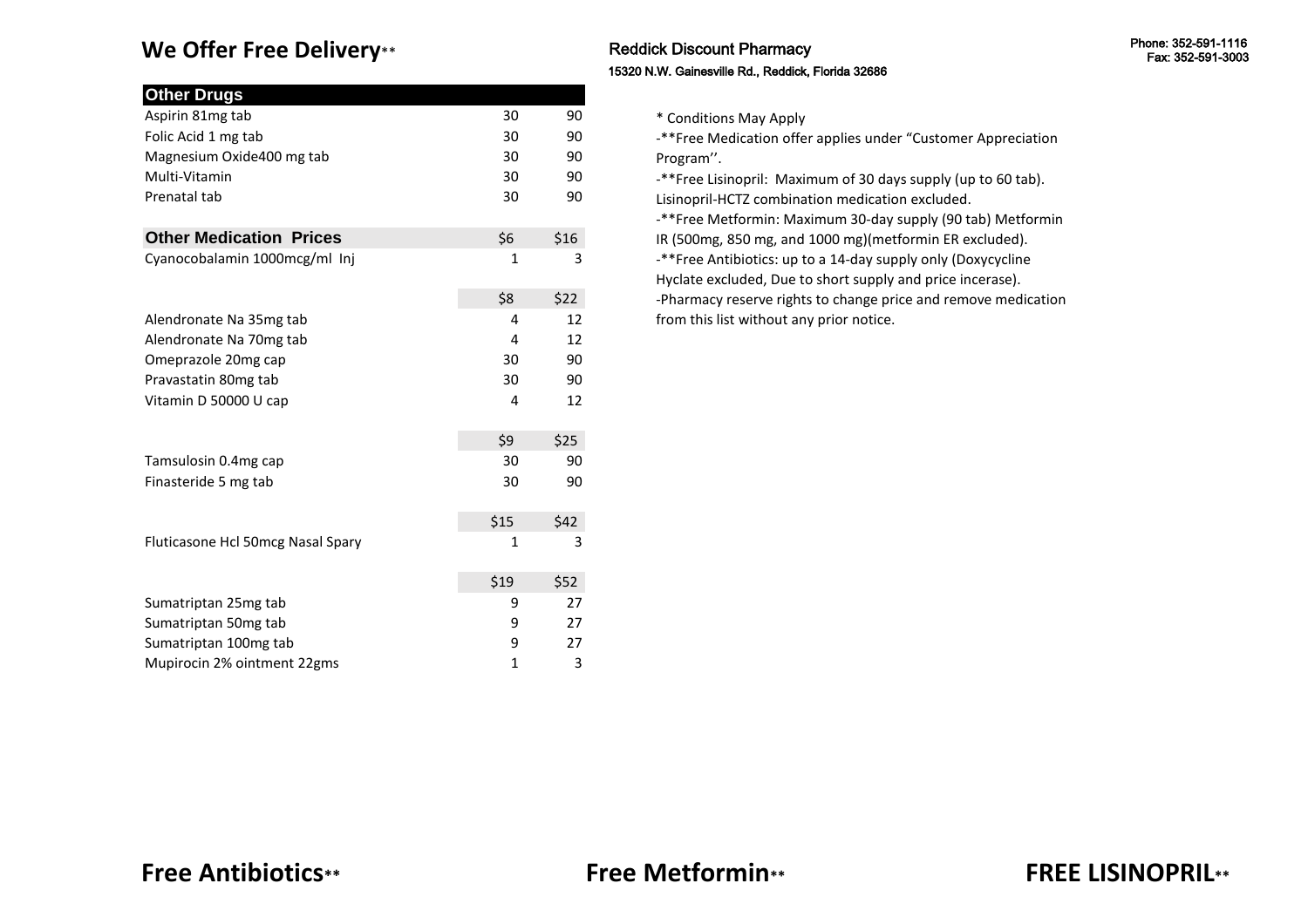## We Offer Free Delivery**

| Other Drugs | | |
|---|---|---|
| Aspirin 81mg tab | 30 | 90 |
| Folic Acid 1 mg tab | 30 | 90 |
| Magnesium Oxide400 mg tab | 30 | 90 |
| Multi-Vitamin | 30 | 90 |
| Prenatal tab | 30 | 90 |

| Other Medication Prices | $6 | $16 |
|---|---|---|
| Cyanocobalamin 1000mcg/ml Inj | 1 | 3 |
| | **$8** | **$22** |
| Alendronate Na 35mg tab | 4 | 12 |
| Alendronate Na 70mg tab | 4 | 12 |
| Omeprazole 20mg cap | 30 | 90 |
| Pravastatin 80mg tab | 30 | 90 |
| Vitamin D 50000 U cap | 4 | 12 |
| | **$9** | **$25** |
| Tamsulosin 0.4mg cap | 30 | 90 |
| Finasteride 5 mg tab | 30 | 90 |
| | **$15** | **$42** |
| Fluticasone Hcl 50mcg Nasal Spary | 1 | 3 |
| | **$19** | **$52** |
| Sumatriptan 25mg tab | 9 | 27 |
| Sumatriptan 50mg tab | 9 | 27 |
| Sumatriptan 100mg tab | 9 | 27 |
| Mupirocin 2% ointment 22gms | 1 | 3 |

Reddick Discount Pharmacy
15320 N.W. Gainesville Rd., Reddick, Florida 32686

Phone: 352-591-1116
Fax: 352-591-3003

* Conditions May Apply
-**Free Medication offer applies under "Customer Appreciation Program''.
-**Free Lisinopril: Maximum of 30 days supply (up to 60 tab). Lisinopril-HCTZ combination medication excluded.
-**Free Metformin: Maximum 30-day supply (90 tab) Metformin IR (500mg, 850 mg, and 1000 mg)(metformin ER excluded).
-**Free Antibiotics: up to a 14-day supply only (Doxycycline Hyclate excluded, Due to short supply and price incerase).
-Pharmacy reserve rights to change price and remove medication from this list without any prior notice.

**Free Antibiotics**** **Free Metformin**** **FREE LISINOPRIL****